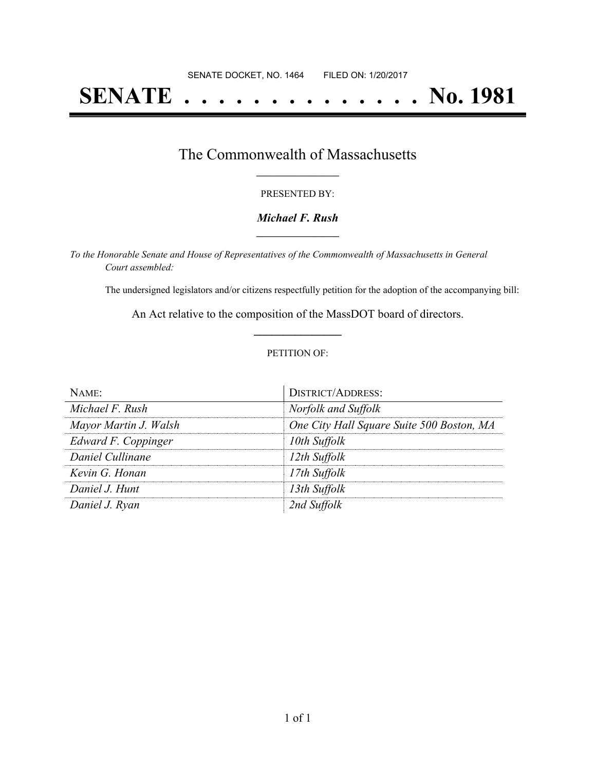SENATE DOCKET, NO. 1464        FILED ON: 1/20/2017

# SENATE . . . . . . . . . . . . . . No. 1981

## The Commonwealth of Massachusetts

PRESENTED BY:

***Michael F. Rush***

*To the Honorable Senate and House of Representatives of the Commonwealth of Massachusetts in General Court assembled:*

The undersigned legislators and/or citizens respectfully petition for the adoption of the accompanying bill:

An Act relative to the composition of the MassDOT board of directors.

PETITION OF:

| NAME: | DISTRICT/ADDRESS: |
|---|---|
| *Michael F. Rush* | *Norfolk and Suffolk* |
| *Mayor Martin J. Walsh* | *One City Hall Square Suite 500 Boston, MA* |
| *Edward F. Coppinger* | *10th Suffolk* |
| *Daniel Cullinane* | *12th Suffolk* |
| *Kevin G. Honan* | *17th Suffolk* |
| *Daniel J. Hunt* | *13th Suffolk* |
| *Daniel J. Ryan* | *2nd Suffolk* |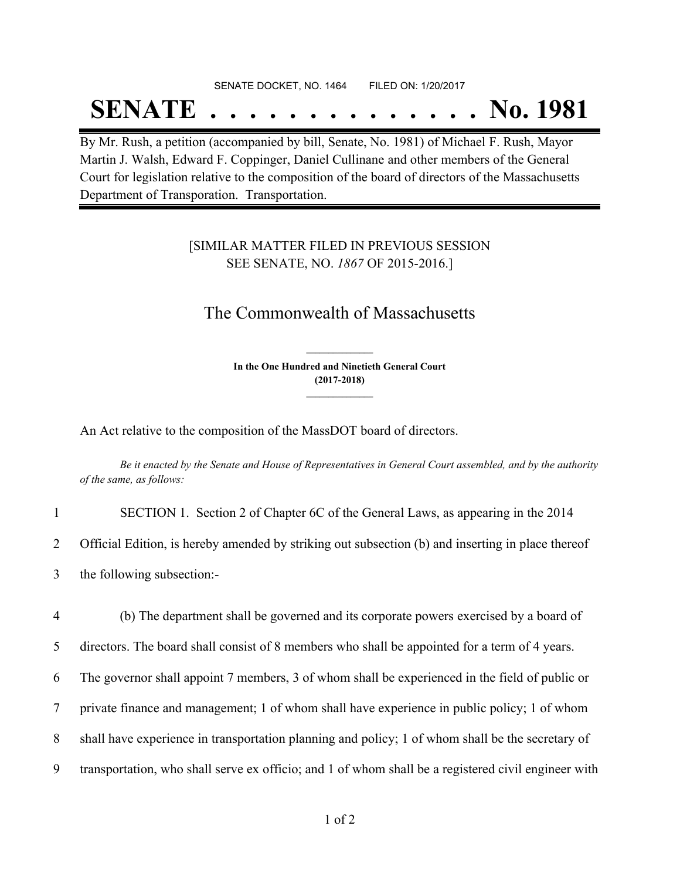SENATE DOCKET, NO. 1464        FILED ON: 1/20/2017

# SENATE . . . . . . . . . . . . . . No. 1981

By Mr. Rush, a petition (accompanied by bill, Senate, No. 1981) of Michael F. Rush, Mayor Martin J. Walsh, Edward F. Coppinger, Daniel Cullinane and other members of the General Court for legislation relative to the composition of the board of directors of the Massachusetts Department of Transporation. Transportation.

[SIMILAR MATTER FILED IN PREVIOUS SESSION SEE SENATE, NO. *1867* OF 2015-2016.]

## The Commonwealth of Massachusetts

**In the One Hundred and Ninetieth General Court (2017-2018)**

An Act relative to the composition of the MassDOT board of directors.

*Be it enacted by the Senate and House of Representatives in General Court assembled, and by the authority of the same, as follows:*

1 SECTION 1. Section 2 of Chapter 6C of the General Laws, as appearing in the 2014
2 Official Edition, is hereby amended by striking out subsection (b) and inserting in place thereof
3 the following subsection:-

4 (b) The department shall be governed and its corporate powers exercised by a board of
5 directors. The board shall consist of 8 members who shall be appointed for a term of 4 years.
6 The governor shall appoint 7 members, 3 of whom shall be experienced in the field of public or
7 private finance and management; 1 of whom shall have experience in public policy; 1 of whom
8 shall have experience in transportation planning and policy; 1 of whom shall be the secretary of
9 transportation, who shall serve ex officio; and 1 of whom shall be a registered civil engineer with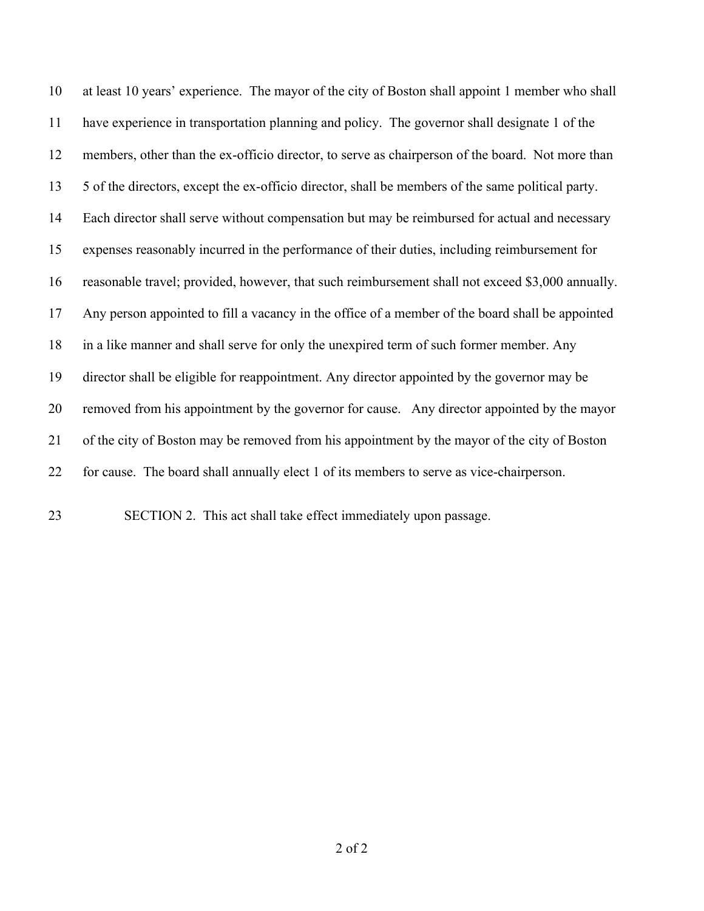at least 10 years' experience. The mayor of the city of Boston shall appoint 1 member who shall have experience in transportation planning and policy. The governor shall designate 1 of the members, other than the ex-officio director, to serve as chairperson of the board. Not more than 5 of the directors, except the ex-officio director, shall be members of the same political party. Each director shall serve without compensation but may be reimbursed for actual and necessary expenses reasonably incurred in the performance of their duties, including reimbursement for reasonable travel; provided, however, that such reimbursement shall not exceed $3,000 annually. Any person appointed to fill a vacancy in the office of a member of the board shall be appointed in a like manner and shall serve for only the unexpired term of such former member. Any director shall be eligible for reappointment. Any director appointed by the governor may be removed from his appointment by the governor for cause. Any director appointed by the mayor of the city of Boston may be removed from his appointment by the mayor of the city of Boston for cause. The board shall annually elect 1 of its members to serve as vice-chairperson.

SECTION 2. This act shall take effect immediately upon passage.